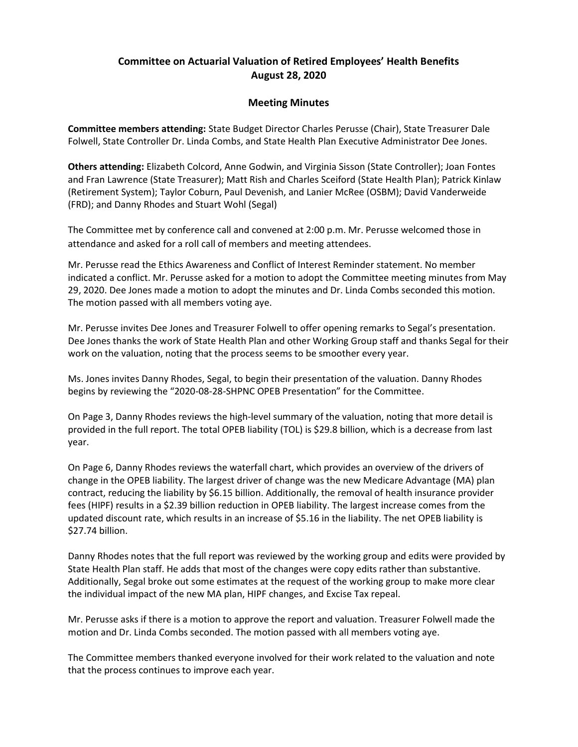# Committee on Actuarial Valuation of Retired Employees' Health Benefits
# August 28, 2020

## Meeting Minutes

**Committee members attending:** State Budget Director Charles Perusse (Chair), State Treasurer Dale Folwell, State Controller Dr. Linda Combs, and State Health Plan Executive Administrator Dee Jones.

**Others attending:** Elizabeth Colcord, Anne Godwin, and Virginia Sisson (State Controller); Joan Fontes and Fran Lawrence (State Treasurer); Matt Rish and Charles Sceiford (State Health Plan); Patrick Kinlaw (Retirement System); Taylor Coburn, Paul Devenish, and Lanier McRee (OSBM); David Vanderweide (FRD); and Danny Rhodes and Stuart Wohl (Segal)

The Committee met by conference call and convened at 2:00 p.m. Mr. Perusse welcomed those in attendance and asked for a roll call of members and meeting attendees.

Mr. Perusse read the Ethics Awareness and Conflict of Interest Reminder statement. No member indicated a conflict. Mr. Perusse asked for a motion to adopt the Committee meeting minutes from May 29, 2020. Dee Jones made a motion to adopt the minutes and Dr. Linda Combs seconded this motion. The motion passed with all members voting aye.

Mr. Perusse invites Dee Jones and Treasurer Folwell to offer opening remarks to Segal's presentation. Dee Jones thanks the work of State Health Plan and other Working Group staff and thanks Segal for their work on the valuation, noting that the process seems to be smoother every year.

Ms. Jones invites Danny Rhodes, Segal, to begin their presentation of the valuation. Danny Rhodes begins by reviewing the "2020-08-28-SHPNC OPEB Presentation" for the Committee.

On Page 3, Danny Rhodes reviews the high-level summary of the valuation, noting that more detail is provided in the full report. The total OPEB liability (TOL) is $29.8 billion, which is a decrease from last year.

On Page 6, Danny Rhodes reviews the waterfall chart, which provides an overview of the drivers of change in the OPEB liability. The largest driver of change was the new Medicare Advantage (MA) plan contract, reducing the liability by $6.15 billion. Additionally, the removal of health insurance provider fees (HIPF) results in a $2.39 billion reduction in OPEB liability. The largest increase comes from the updated discount rate, which results in an increase of $5.16 in the liability. The net OPEB liability is $27.74 billion.

Danny Rhodes notes that the full report was reviewed by the working group and edits were provided by State Health Plan staff. He adds that most of the changes were copy edits rather than substantive. Additionally, Segal broke out some estimates at the request of the working group to make more clear the individual impact of the new MA plan, HIPF changes, and Excise Tax repeal.

Mr. Perusse asks if there is a motion to approve the report and valuation. Treasurer Folwell made the motion and Dr. Linda Combs seconded. The motion passed with all members voting aye.

The Committee members thanked everyone involved for their work related to the valuation and note that the process continues to improve each year.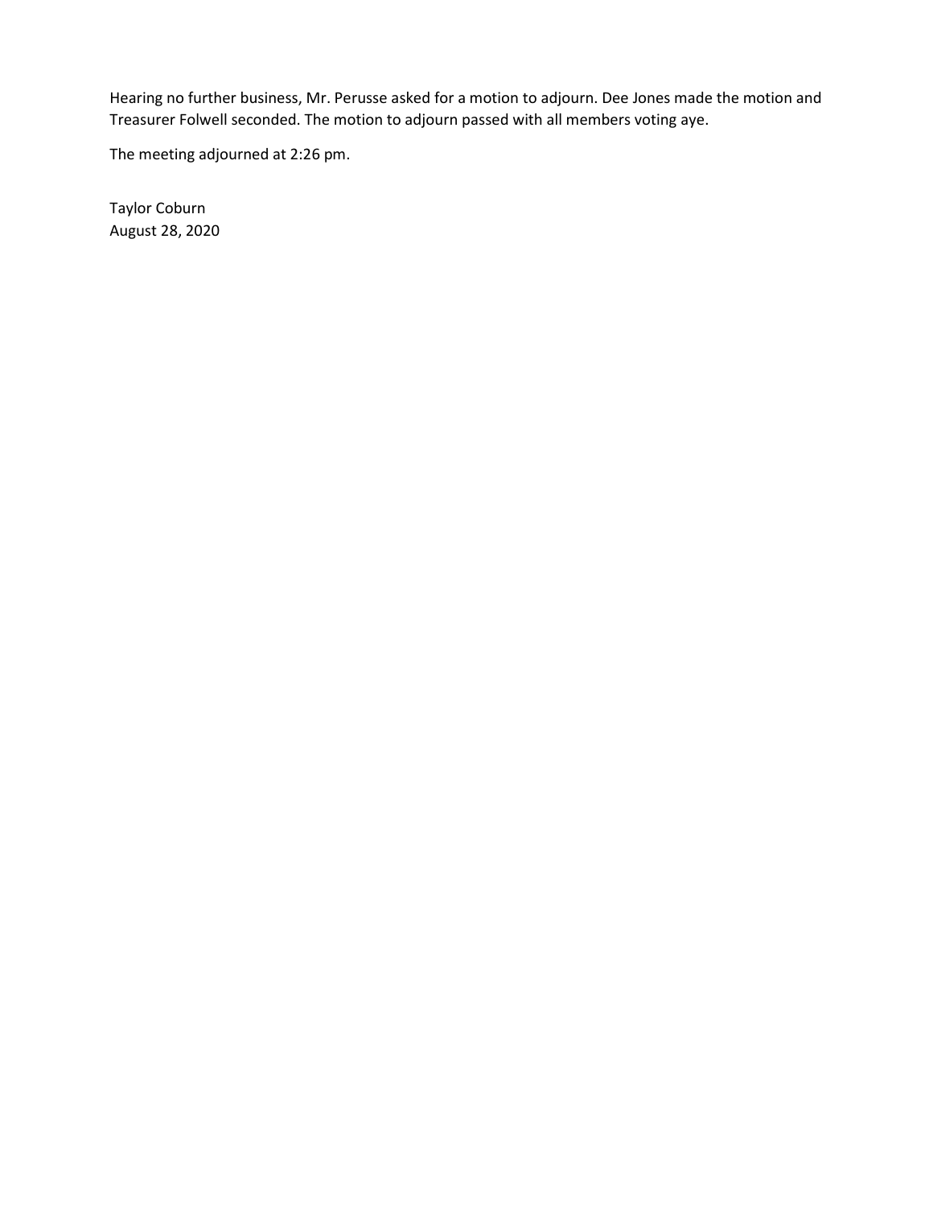Hearing no further business, Mr. Perusse asked for a motion to adjourn. Dee Jones made the motion and Treasurer Folwell seconded. The motion to adjourn passed with all members voting aye.

The meeting adjourned at 2:26 pm.

Taylor Coburn
August 28, 2020